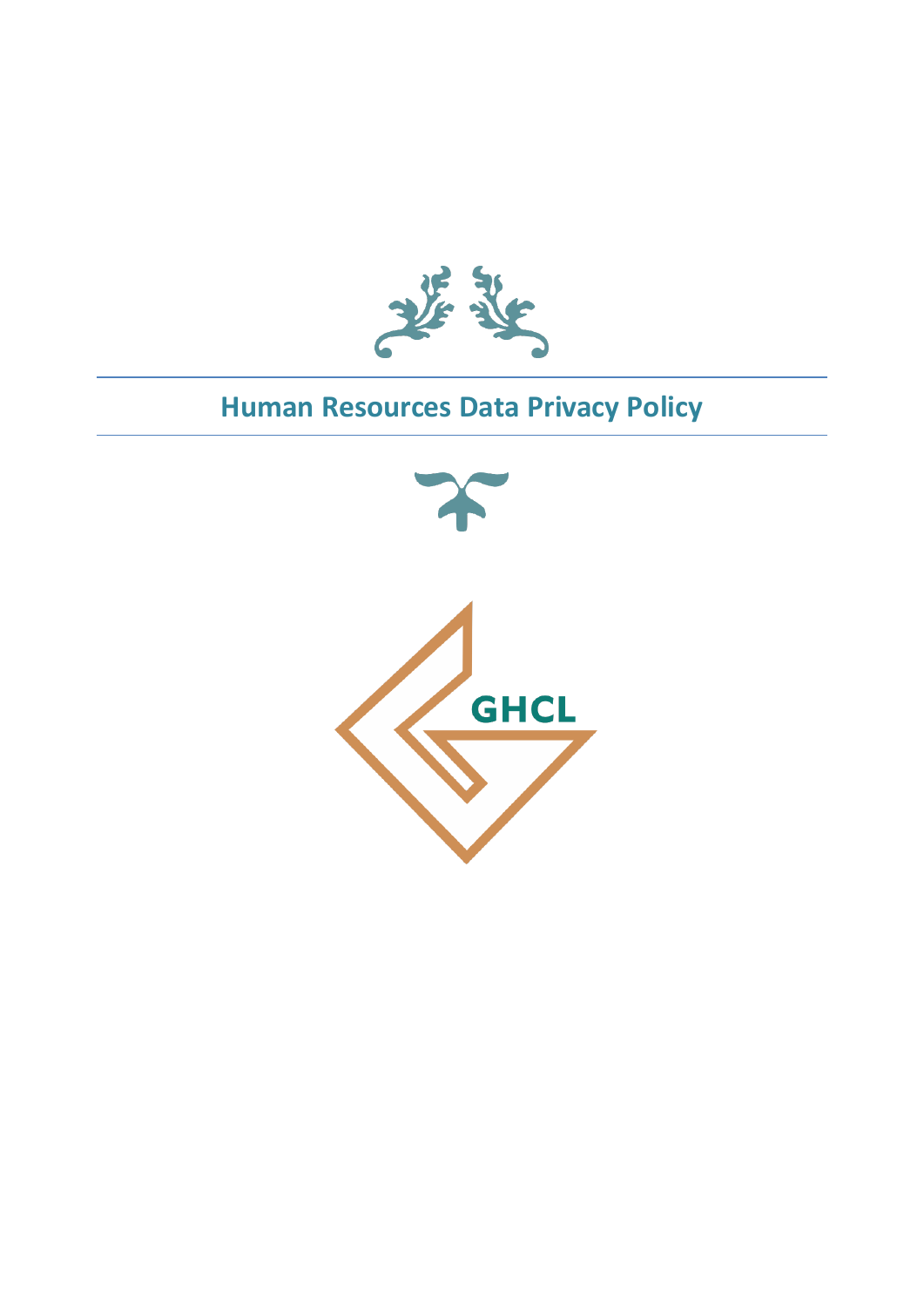# Human Resources Data Privacy Policy

GHCL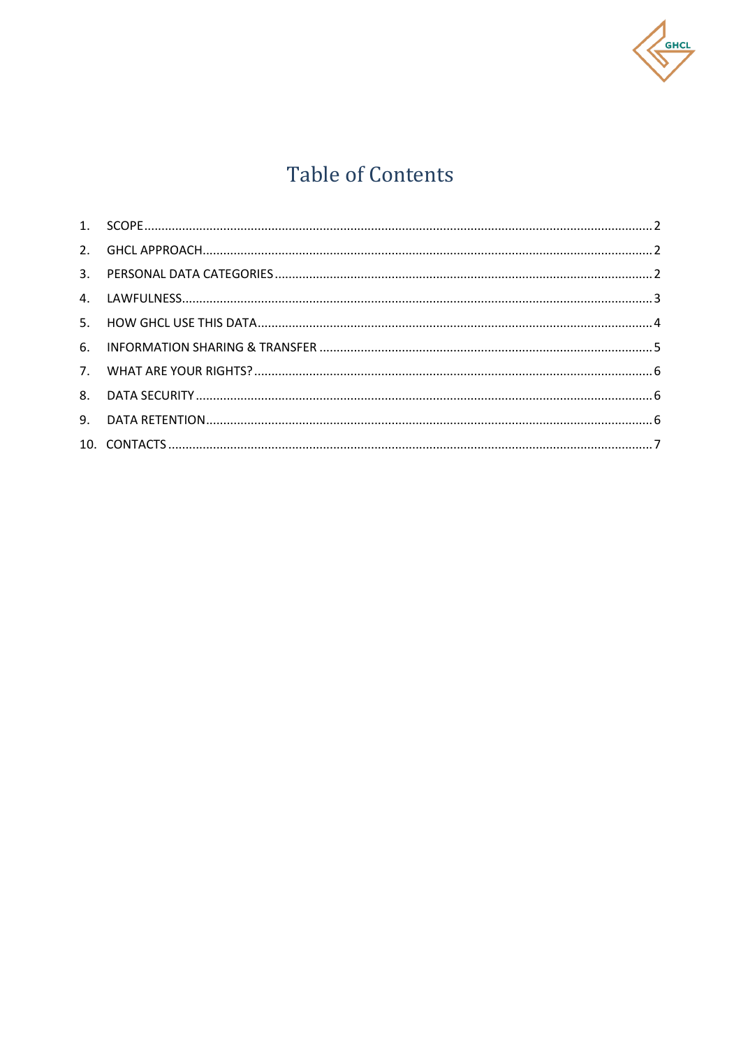# Table of Contents

1. SCOPE ........ 2
2. GHCL APPROACH ........ 2
3. PERSONAL DATA CATEGORIES ........ 2
4. LAWFULNESS ........ 3
5. HOW GHCL USE THIS DATA ........ 4
6. INFORMATION SHARING & TRANSFER ........ 5
7. WHAT ARE YOUR RIGHTS? ........ 6
8. DATA SECURITY ........ 6
9. DATA RETENTION ........ 6
10. CONTACTS ........ 7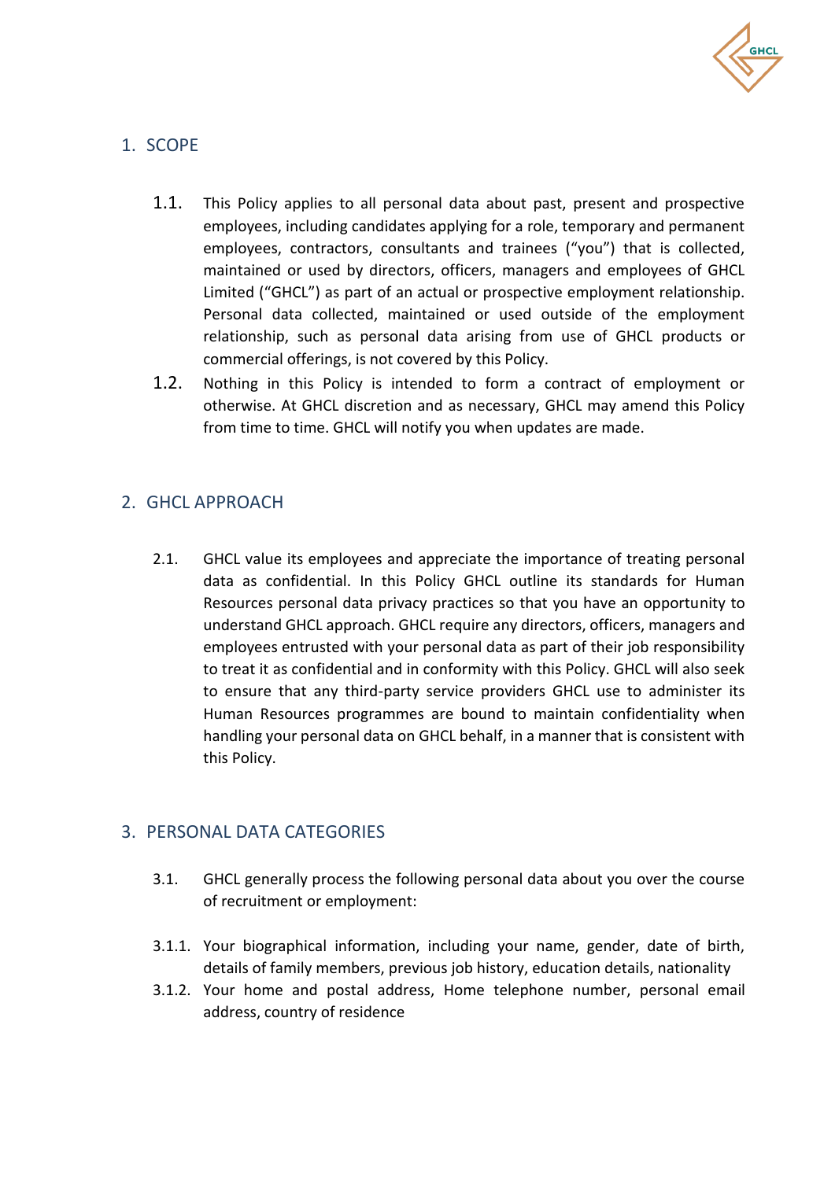## 1. SCOPE

1.1. This Policy applies to all personal data about past, present and prospective employees, including candidates applying for a role, temporary and permanent employees, contractors, consultants and trainees ("you") that is collected, maintained or used by directors, officers, managers and employees of GHCL Limited ("GHCL") as part of an actual or prospective employment relationship. Personal data collected, maintained or used outside of the employment relationship, such as personal data arising from use of GHCL products or commercial offerings, is not covered by this Policy.

1.2. Nothing in this Policy is intended to form a contract of employment or otherwise. At GHCL discretion and as necessary, GHCL may amend this Policy from time to time. GHCL will notify you when updates are made.

## 2. GHCL APPROACH

2.1. GHCL value its employees and appreciate the importance of treating personal data as confidential. In this Policy GHCL outline its standards for Human Resources personal data privacy practices so that you have an opportunity to understand GHCL approach. GHCL require any directors, officers, managers and employees entrusted with your personal data as part of their job responsibility to treat it as confidential and in conformity with this Policy. GHCL will also seek to ensure that any third-party service providers GHCL use to administer its Human Resources programmes are bound to maintain confidentiality when handling your personal data on GHCL behalf, in a manner that is consistent with this Policy.

## 3. PERSONAL DATA CATEGORIES

3.1. GHCL generally process the following personal data about you over the course of recruitment or employment:

3.1.1. Your biographical information, including your name, gender, date of birth, details of family members, previous job history, education details, nationality

3.1.2. Your home and postal address, Home telephone number, personal email address, country of residence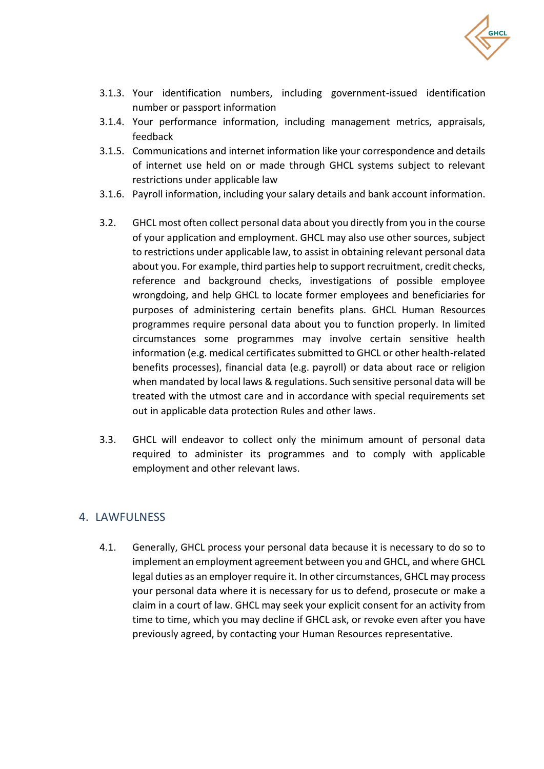3.1.3. Your identification numbers, including government-issued identification number or passport information

3.1.4. Your performance information, including management metrics, appraisals, feedback

3.1.5. Communications and internet information like your correspondence and details of internet use held on or made through GHCL systems subject to relevant restrictions under applicable law

3.1.6. Payroll information, including your salary details and bank account information.

3.2. GHCL most often collect personal data about you directly from you in the course of your application and employment. GHCL may also use other sources, subject to restrictions under applicable law, to assist in obtaining relevant personal data about you. For example, third parties help to support recruitment, credit checks, reference and background checks, investigations of possible employee wrongdoing, and help GHCL to locate former employees and beneficiaries for purposes of administering certain benefits plans. GHCL Human Resources programmes require personal data about you to function properly. In limited circumstances some programmes may involve certain sensitive health information (e.g. medical certificates submitted to GHCL or other health-related benefits processes), financial data (e.g. payroll) or data about race or religion when mandated by local laws & regulations. Such sensitive personal data will be treated with the utmost care and in accordance with special requirements set out in applicable data protection Rules and other laws.

3.3. GHCL will endeavor to collect only the minimum amount of personal data required to administer its programmes and to comply with applicable employment and other relevant laws.

## 4. LAWFULNESS

4.1. Generally, GHCL process your personal data because it is necessary to do so to implement an employment agreement between you and GHCL, and where GHCL legal duties as an employer require it. In other circumstances, GHCL may process your personal data where it is necessary for us to defend, prosecute or make a claim in a court of law. GHCL may seek your explicit consent for an activity from time to time, which you may decline if GHCL ask, or revoke even after you have previously agreed, by contacting your Human Resources representative.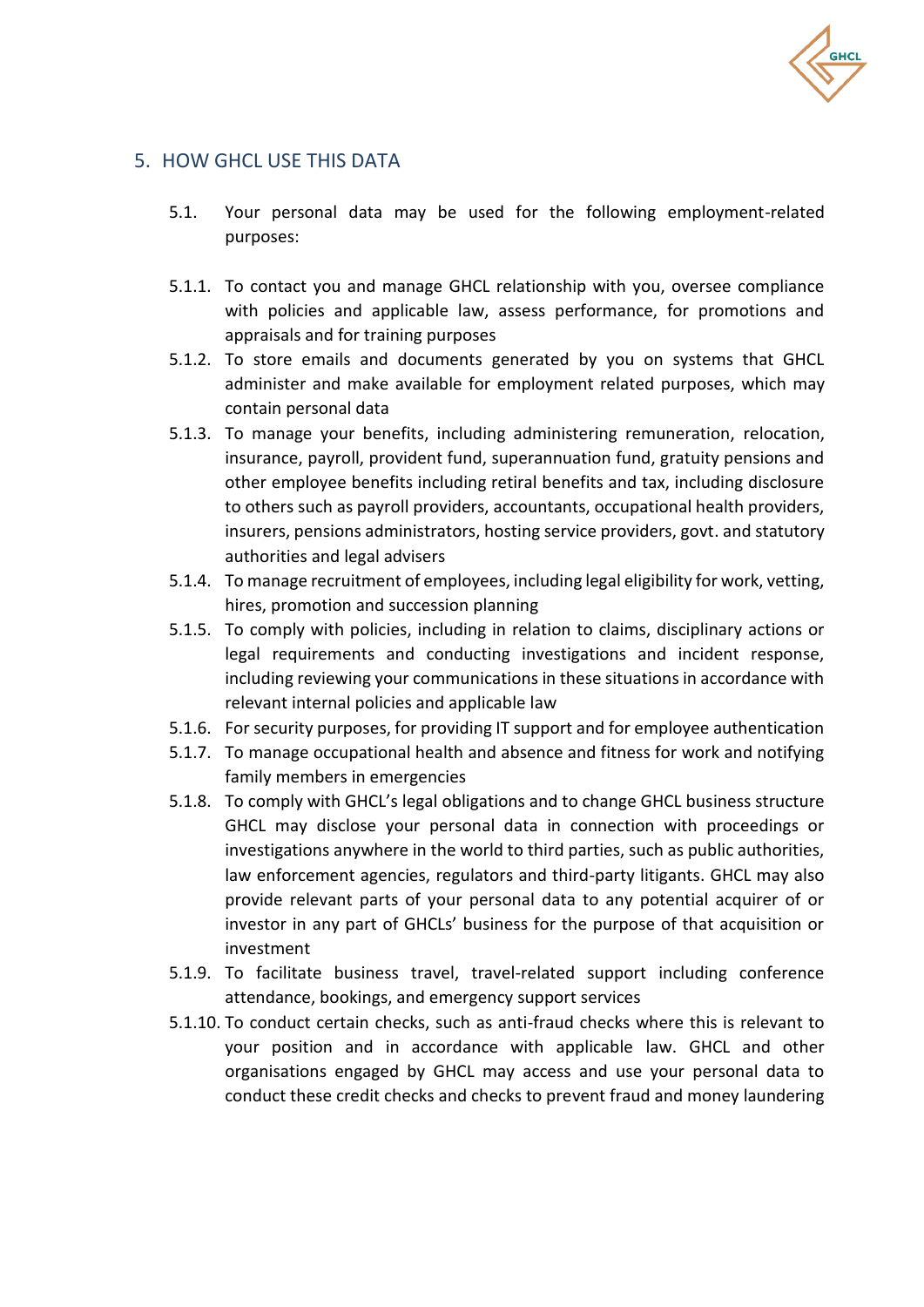## 5. HOW GHCL USE THIS DATA

5.1. Your personal data may be used for the following employment-related purposes:

5.1.1. To contact you and manage GHCL relationship with you, oversee compliance with policies and applicable law, assess performance, for promotions and appraisals and for training purposes

5.1.2. To store emails and documents generated by you on systems that GHCL administer and make available for employment related purposes, which may contain personal data

5.1.3. To manage your benefits, including administering remuneration, relocation, insurance, payroll, provident fund, superannuation fund, gratuity pensions and other employee benefits including retiral benefits and tax, including disclosure to others such as payroll providers, accountants, occupational health providers, insurers, pensions administrators, hosting service providers, govt. and statutory authorities and legal advisers

5.1.4. To manage recruitment of employees, including legal eligibility for work, vetting, hires, promotion and succession planning

5.1.5. To comply with policies, including in relation to claims, disciplinary actions or legal requirements and conducting investigations and incident response, including reviewing your communications in these situations in accordance with relevant internal policies and applicable law

5.1.6. For security purposes, for providing IT support and for employee authentication

5.1.7. To manage occupational health and absence and fitness for work and notifying family members in emergencies

5.1.8. To comply with GHCL's legal obligations and to change GHCL business structure GHCL may disclose your personal data in connection with proceedings or investigations anywhere in the world to third parties, such as public authorities, law enforcement agencies, regulators and third-party litigants. GHCL may also provide relevant parts of your personal data to any potential acquirer of or investor in any part of GHCLs' business for the purpose of that acquisition or investment

5.1.9. To facilitate business travel, travel-related support including conference attendance, bookings, and emergency support services

5.1.10. To conduct certain checks, such as anti-fraud checks where this is relevant to your position and in accordance with applicable law. GHCL and other organisations engaged by GHCL may access and use your personal data to conduct these credit checks and checks to prevent fraud and money laundering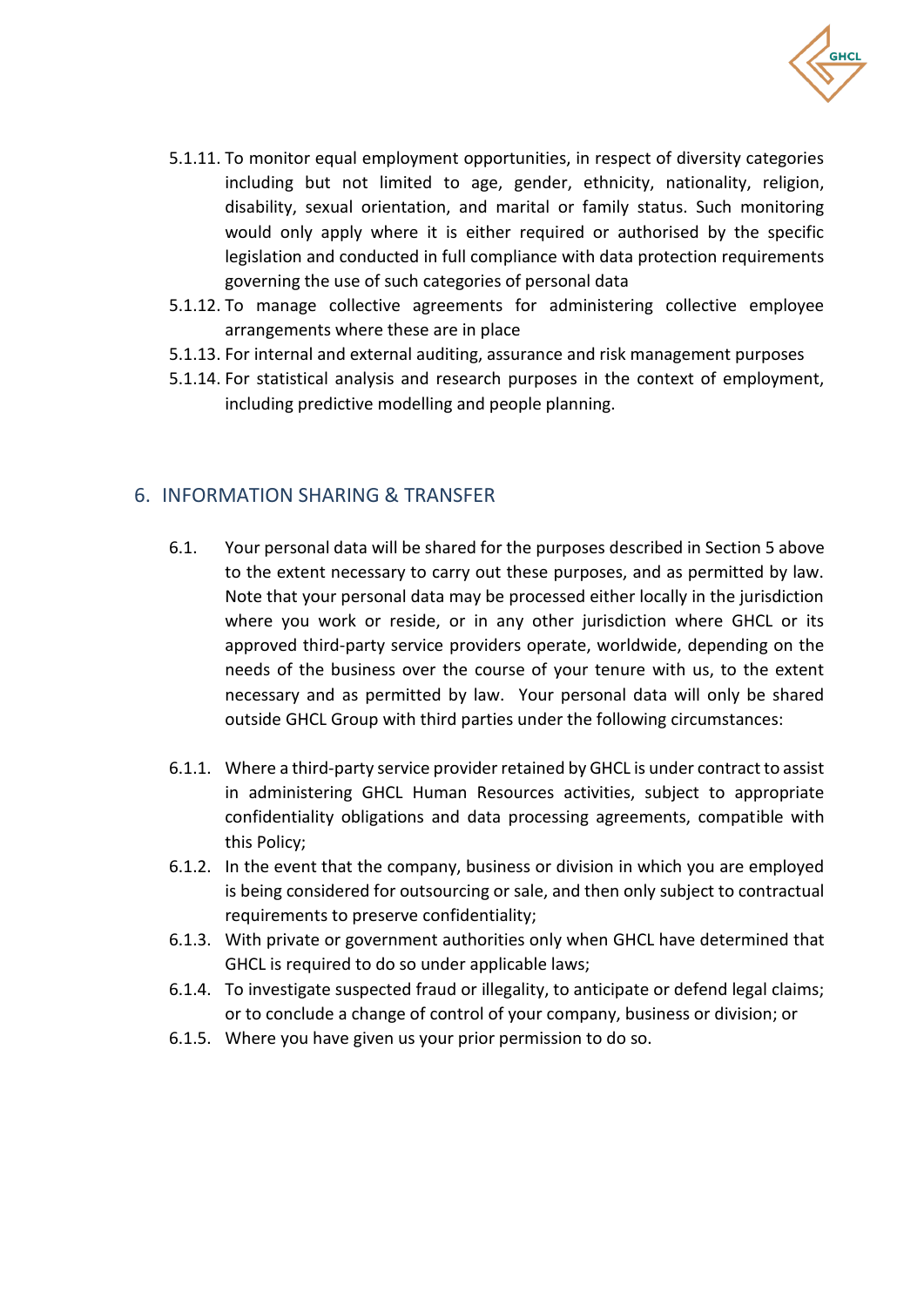5.1.11. To monitor equal employment opportunities, in respect of diversity categories including but not limited to age, gender, ethnicity, nationality, religion, disability, sexual orientation, and marital or family status. Such monitoring would only apply where it is either required or authorised by the specific legislation and conducted in full compliance with data protection requirements governing the use of such categories of personal data

5.1.12. To manage collective agreements for administering collective employee arrangements where these are in place

5.1.13. For internal and external auditing, assurance and risk management purposes

5.1.14. For statistical analysis and research purposes in the context of employment, including predictive modelling and people planning.

## 6. INFORMATION SHARING & TRANSFER

6.1. Your personal data will be shared for the purposes described in Section 5 above to the extent necessary to carry out these purposes, and as permitted by law. Note that your personal data may be processed either locally in the jurisdiction where you work or reside, or in any other jurisdiction where GHCL or its approved third-party service providers operate, worldwide, depending on the needs of the business over the course of your tenure with us, to the extent necessary and as permitted by law. Your personal data will only be shared outside GHCL Group with third parties under the following circumstances:

6.1.1. Where a third-party service provider retained by GHCL is under contract to assist in administering GHCL Human Resources activities, subject to appropriate confidentiality obligations and data processing agreements, compatible with this Policy;

6.1.2. In the event that the company, business or division in which you are employed is being considered for outsourcing or sale, and then only subject to contractual requirements to preserve confidentiality;

6.1.3. With private or government authorities only when GHCL have determined that GHCL is required to do so under applicable laws;

6.1.4. To investigate suspected fraud or illegality, to anticipate or defend legal claims; or to conclude a change of control of your company, business or division; or

6.1.5. Where you have given us your prior permission to do so.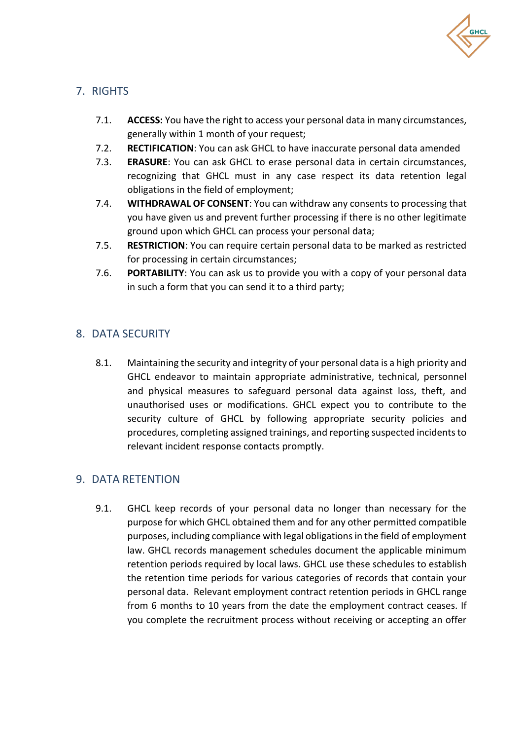## 7. RIGHTS

7.1. **ACCESS:** You have the right to access your personal data in many circumstances, generally within 1 month of your request;

7.2. **RECTIFICATION**: You can ask GHCL to have inaccurate personal data amended

7.3. **ERASURE**: You can ask GHCL to erase personal data in certain circumstances, recognizing that GHCL must in any case respect its data retention legal obligations in the field of employment;

7.4. **WITHDRAWAL OF CONSENT**: You can withdraw any consents to processing that you have given us and prevent further processing if there is no other legitimate ground upon which GHCL can process your personal data;

7.5. **RESTRICTION**: You can require certain personal data to be marked as restricted for processing in certain circumstances;

7.6. **PORTABILITY**: You can ask us to provide you with a copy of your personal data in such a form that you can send it to a third party;

## 8. DATA SECURITY

8.1. Maintaining the security and integrity of your personal data is a high priority and GHCL endeavor to maintain appropriate administrative, technical, personnel and physical measures to safeguard personal data against loss, theft, and unauthorised uses or modifications. GHCL expect you to contribute to the security culture of GHCL by following appropriate security policies and procedures, completing assigned trainings, and reporting suspected incidents to relevant incident response contacts promptly.

## 9. DATA RETENTION

9.1. GHCL keep records of your personal data no longer than necessary for the purpose for which GHCL obtained them and for any other permitted compatible purposes, including compliance with legal obligations in the field of employment law. GHCL records management schedules document the applicable minimum retention periods required by local laws. GHCL use these schedules to establish the retention time periods for various categories of records that contain your personal data. Relevant employment contract retention periods in GHCL range from 6 months to 10 years from the date the employment contract ceases. If you complete the recruitment process without receiving or accepting an offer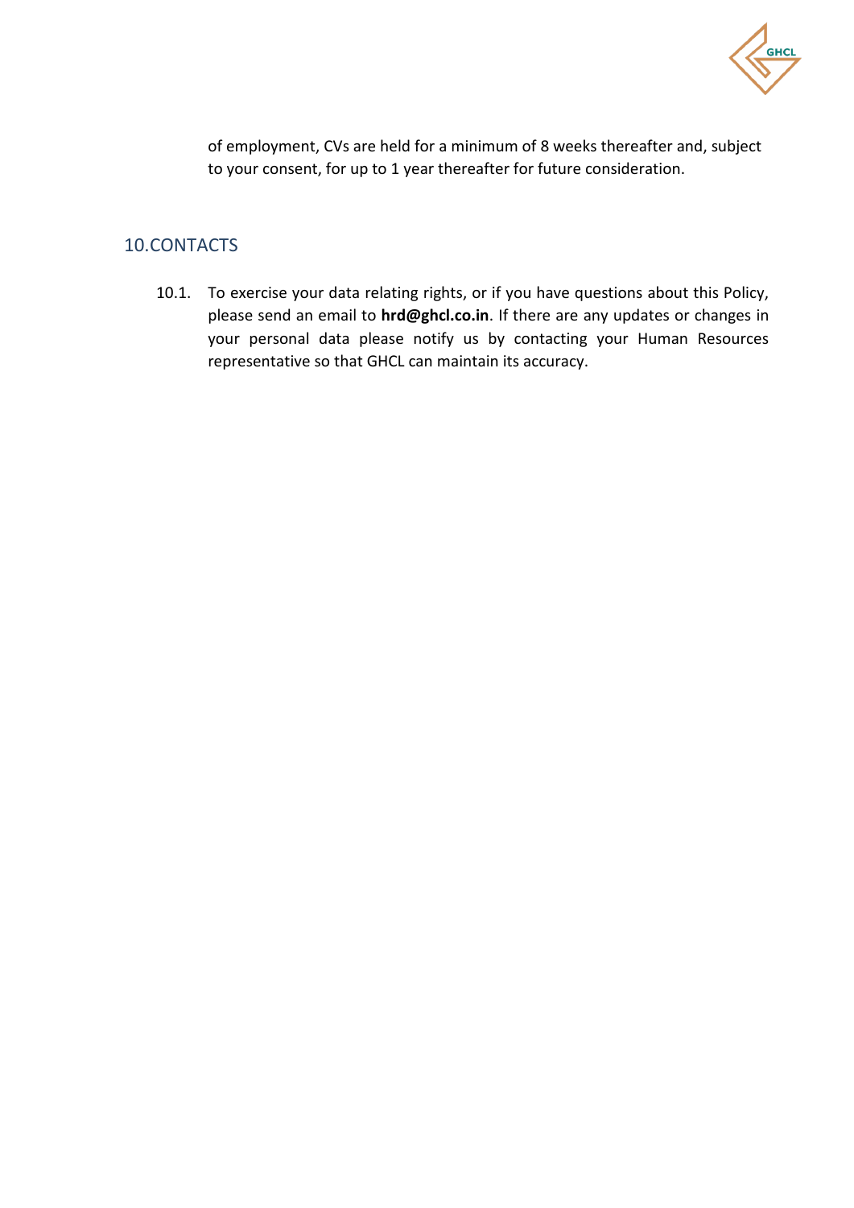of employment, CVs are held for a minimum of 8 weeks thereafter and, subject to your consent, for up to 1 year thereafter for future consideration.

## 10.CONTACTS

10.1. To exercise your data relating rights, or if you have questions about this Policy, please send an email to **hrd@ghcl.co.in**. If there are any updates or changes in your personal data please notify us by contacting your Human Resources representative so that GHCL can maintain its accuracy.